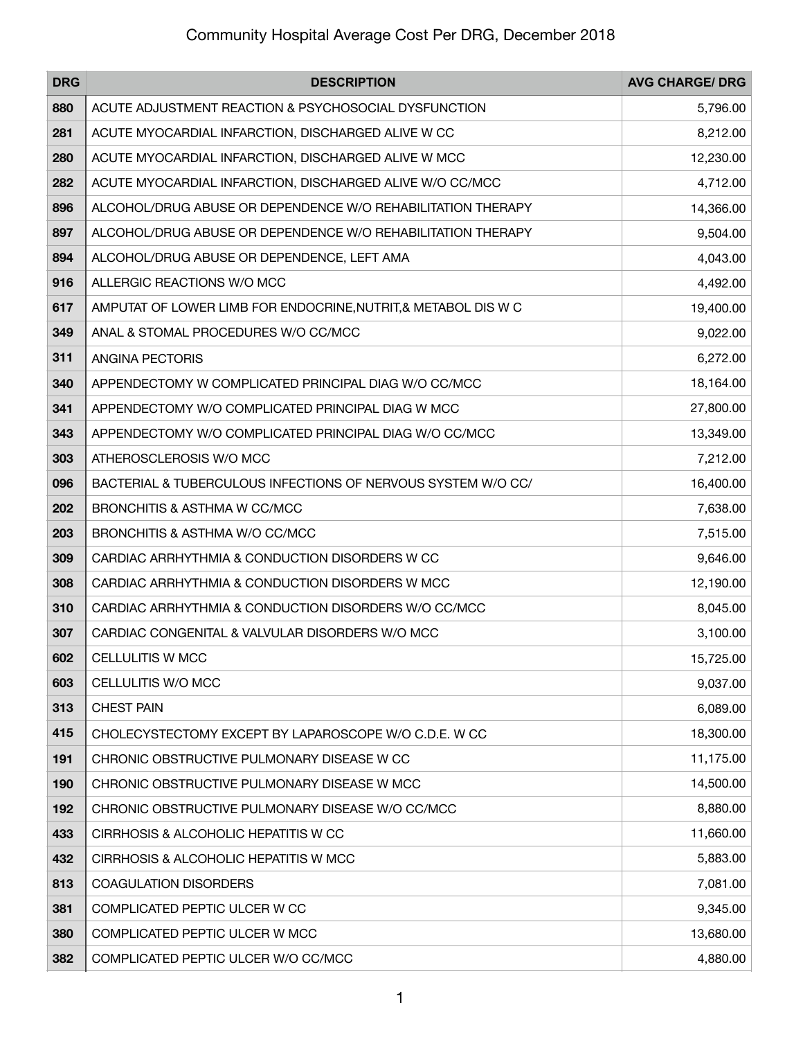# Community Hospital Average Cost Per DRG, December 2018

| DRG | DESCRIPTION | AVG CHARGE/ DRG |
|---|---|---|
| 880 | ACUTE ADJUSTMENT REACTION & PSYCHOSOCIAL DYSFUNCTION | 5,796.00 |
| 281 | ACUTE MYOCARDIAL INFARCTION, DISCHARGED ALIVE W CC | 8,212.00 |
| 280 | ACUTE MYOCARDIAL INFARCTION, DISCHARGED ALIVE W MCC | 12,230.00 |
| 282 | ACUTE MYOCARDIAL INFARCTION, DISCHARGED ALIVE W/O CC/MCC | 4,712.00 |
| 896 | ALCOHOL/DRUG ABUSE OR DEPENDENCE W/O REHABILITATION THERAPY | 14,366.00 |
| 897 | ALCOHOL/DRUG ABUSE OR DEPENDENCE W/O REHABILITATION THERAPY | 9,504.00 |
| 894 | ALCOHOL/DRUG ABUSE OR DEPENDENCE, LEFT AMA | 4,043.00 |
| 916 | ALLERGIC REACTIONS W/O MCC | 4,492.00 |
| 617 | AMPUTAT OF LOWER LIMB FOR ENDOCRINE,NUTRIT,& METABOL DIS W C | 19,400.00 |
| 349 | ANAL & STOMAL PROCEDURES W/O CC/MCC | 9,022.00 |
| 311 | ANGINA PECTORIS | 6,272.00 |
| 340 | APPENDECTOMY W COMPLICATED PRINCIPAL DIAG W/O CC/MCC | 18,164.00 |
| 341 | APPENDECTOMY W/O COMPLICATED PRINCIPAL DIAG W MCC | 27,800.00 |
| 343 | APPENDECTOMY W/O COMPLICATED PRINCIPAL DIAG W/O CC/MCC | 13,349.00 |
| 303 | ATHEROSCLEROSIS W/O MCC | 7,212.00 |
| 096 | BACTERIAL & TUBERCULOUS INFECTIONS OF NERVOUS SYSTEM W/O CC/ | 16,400.00 |
| 202 | BRONCHITIS & ASTHMA W CC/MCC | 7,638.00 |
| 203 | BRONCHITIS & ASTHMA W/O CC/MCC | 7,515.00 |
| 309 | CARDIAC ARRHYTHMIA & CONDUCTION DISORDERS W CC | 9,646.00 |
| 308 | CARDIAC ARRHYTHMIA & CONDUCTION DISORDERS W MCC | 12,190.00 |
| 310 | CARDIAC ARRHYTHMIA & CONDUCTION DISORDERS W/O CC/MCC | 8,045.00 |
| 307 | CARDIAC CONGENITAL & VALVULAR DISORDERS W/O MCC | 3,100.00 |
| 602 | CELLULITIS W MCC | 15,725.00 |
| 603 | CELLULITIS W/O MCC | 9,037.00 |
| 313 | CHEST PAIN | 6,089.00 |
| 415 | CHOLECYSTECTOMY EXCEPT BY LAPAROSCOPE W/O C.D.E. W CC | 18,300.00 |
| 191 | CHRONIC OBSTRUCTIVE PULMONARY DISEASE W CC | 11,175.00 |
| 190 | CHRONIC OBSTRUCTIVE PULMONARY DISEASE W MCC | 14,500.00 |
| 192 | CHRONIC OBSTRUCTIVE PULMONARY DISEASE W/O CC/MCC | 8,880.00 |
| 433 | CIRRHOSIS & ALCOHOLIC HEPATITIS W CC | 11,660.00 |
| 432 | CIRRHOSIS & ALCOHOLIC HEPATITIS W MCC | 5,883.00 |
| 813 | COAGULATION DISORDERS | 7,081.00 |
| 381 | COMPLICATED PEPTIC ULCER W CC | 9,345.00 |
| 380 | COMPLICATED PEPTIC ULCER W MCC | 13,680.00 |
| 382 | COMPLICATED PEPTIC ULCER W/O CC/MCC | 4,880.00 |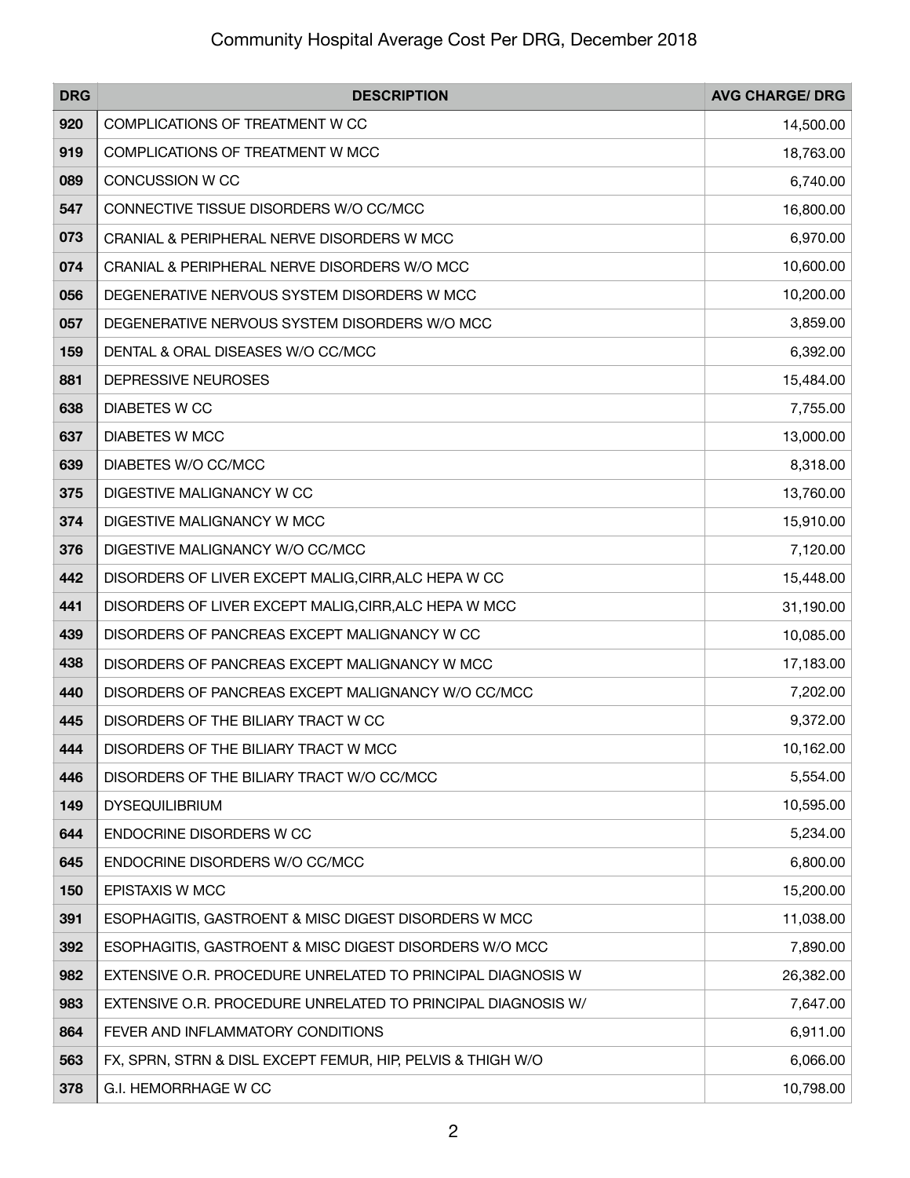# Community Hospital Average Cost Per DRG, December 2018

| DRG | DESCRIPTION | AVG CHARGE/ DRG |
|---|---|---|
| 920 | COMPLICATIONS OF TREATMENT W CC | 14,500.00 |
| 919 | COMPLICATIONS OF TREATMENT W MCC | 18,763.00 |
| 089 | CONCUSSION W CC | 6,740.00 |
| 547 | CONNECTIVE TISSUE DISORDERS W/O CC/MCC | 16,800.00 |
| 073 | CRANIAL & PERIPHERAL NERVE DISORDERS W MCC | 6,970.00 |
| 074 | CRANIAL & PERIPHERAL NERVE DISORDERS W/O MCC | 10,600.00 |
| 056 | DEGENERATIVE NERVOUS SYSTEM DISORDERS W MCC | 10,200.00 |
| 057 | DEGENERATIVE NERVOUS SYSTEM DISORDERS W/O MCC | 3,859.00 |
| 159 | DENTAL & ORAL DISEASES W/O CC/MCC | 6,392.00 |
| 881 | DEPRESSIVE NEUROSES | 15,484.00 |
| 638 | DIABETES W CC | 7,755.00 |
| 637 | DIABETES W MCC | 13,000.00 |
| 639 | DIABETES W/O CC/MCC | 8,318.00 |
| 375 | DIGESTIVE MALIGNANCY W CC | 13,760.00 |
| 374 | DIGESTIVE MALIGNANCY W MCC | 15,910.00 |
| 376 | DIGESTIVE MALIGNANCY W/O CC/MCC | 7,120.00 |
| 442 | DISORDERS OF LIVER EXCEPT MALIG,CIRR,ALC HEPA W CC | 15,448.00 |
| 441 | DISORDERS OF LIVER EXCEPT MALIG,CIRR,ALC HEPA W MCC | 31,190.00 |
| 439 | DISORDERS OF PANCREAS EXCEPT MALIGNANCY W CC | 10,085.00 |
| 438 | DISORDERS OF PANCREAS EXCEPT MALIGNANCY W MCC | 17,183.00 |
| 440 | DISORDERS OF PANCREAS EXCEPT MALIGNANCY W/O CC/MCC | 7,202.00 |
| 445 | DISORDERS OF THE BILIARY TRACT W CC | 9,372.00 |
| 444 | DISORDERS OF THE BILIARY TRACT W MCC | 10,162.00 |
| 446 | DISORDERS OF THE BILIARY TRACT W/O CC/MCC | 5,554.00 |
| 149 | DYSEQUILIBRIUM | 10,595.00 |
| 644 | ENDOCRINE DISORDERS W CC | 5,234.00 |
| 645 | ENDOCRINE DISORDERS W/O CC/MCC | 6,800.00 |
| 150 | EPISTAXIS W MCC | 15,200.00 |
| 391 | ESOPHAGITIS, GASTROENT & MISC DIGEST DISORDERS W MCC | 11,038.00 |
| 392 | ESOPHAGITIS, GASTROENT & MISC DIGEST DISORDERS W/O MCC | 7,890.00 |
| 982 | EXTENSIVE O.R. PROCEDURE UNRELATED TO PRINCIPAL DIAGNOSIS W | 26,382.00 |
| 983 | EXTENSIVE O.R. PROCEDURE UNRELATED TO PRINCIPAL DIAGNOSIS W/ | 7,647.00 |
| 864 | FEVER AND INFLAMMATORY CONDITIONS | 6,911.00 |
| 563 | FX, SPRN, STRN & DISL EXCEPT FEMUR, HIP, PELVIS & THIGH W/O | 6,066.00 |
| 378 | G.I. HEMORRHAGE W CC | 10,798.00 |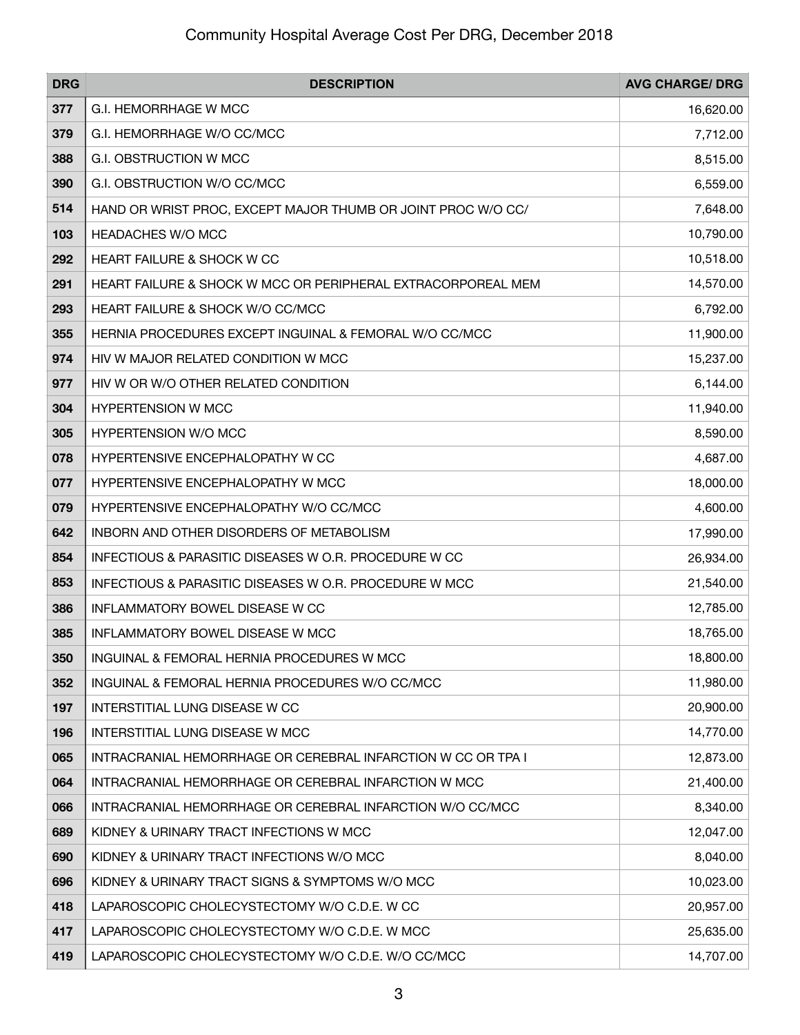# Community Hospital Average Cost Per DRG, December 2018

| DRG | DESCRIPTION | AVG CHARGE/ DRG |
|---|---|---|
| 377 | G.I. HEMORRHAGE W MCC | 16,620.00 |
| 379 | G.I. HEMORRHAGE W/O CC/MCC | 7,712.00 |
| 388 | G.I. OBSTRUCTION W MCC | 8,515.00 |
| 390 | G.I. OBSTRUCTION W/O CC/MCC | 6,559.00 |
| 514 | HAND OR WRIST PROC, EXCEPT MAJOR THUMB OR JOINT PROC W/O CC/ | 7,648.00 |
| 103 | HEADACHES W/O MCC | 10,790.00 |
| 292 | HEART FAILURE & SHOCK W CC | 10,518.00 |
| 291 | HEART FAILURE & SHOCK W MCC OR PERIPHERAL EXTRACORPOREAL MEM | 14,570.00 |
| 293 | HEART FAILURE & SHOCK W/O CC/MCC | 6,792.00 |
| 355 | HERNIA PROCEDURES EXCEPT INGUINAL & FEMORAL W/O CC/MCC | 11,900.00 |
| 974 | HIV W MAJOR RELATED CONDITION W MCC | 15,237.00 |
| 977 | HIV W OR W/O OTHER RELATED CONDITION | 6,144.00 |
| 304 | HYPERTENSION W MCC | 11,940.00 |
| 305 | HYPERTENSION W/O MCC | 8,590.00 |
| 078 | HYPERTENSIVE ENCEPHALOPATHY W CC | 4,687.00 |
| 077 | HYPERTENSIVE ENCEPHALOPATHY W MCC | 18,000.00 |
| 079 | HYPERTENSIVE ENCEPHALOPATHY W/O CC/MCC | 4,600.00 |
| 642 | INBORN AND OTHER DISORDERS OF METABOLISM | 17,990.00 |
| 854 | INFECTIOUS & PARASITIC DISEASES W O.R. PROCEDURE W CC | 26,934.00 |
| 853 | INFECTIOUS & PARASITIC DISEASES W O.R. PROCEDURE W MCC | 21,540.00 |
| 386 | INFLAMMATORY BOWEL DISEASE W CC | 12,785.00 |
| 385 | INFLAMMATORY BOWEL DISEASE W MCC | 18,765.00 |
| 350 | INGUINAL & FEMORAL HERNIA PROCEDURES W MCC | 18,800.00 |
| 352 | INGUINAL & FEMORAL HERNIA PROCEDURES W/O CC/MCC | 11,980.00 |
| 197 | INTERSTITIAL LUNG DISEASE W CC | 20,900.00 |
| 196 | INTERSTITIAL LUNG DISEASE W MCC | 14,770.00 |
| 065 | INTRACRANIAL HEMORRHAGE OR CEREBRAL INFARCTION W CC OR TPA I | 12,873.00 |
| 064 | INTRACRANIAL HEMORRHAGE OR CEREBRAL INFARCTION W MCC | 21,400.00 |
| 066 | INTRACRANIAL HEMORRHAGE OR CEREBRAL INFARCTION W/O CC/MCC | 8,340.00 |
| 689 | KIDNEY & URINARY TRACT INFECTIONS W MCC | 12,047.00 |
| 690 | KIDNEY & URINARY TRACT INFECTIONS W/O MCC | 8,040.00 |
| 696 | KIDNEY & URINARY TRACT SIGNS & SYMPTOMS W/O MCC | 10,023.00 |
| 418 | LAPAROSCOPIC CHOLECYSTECTOMY W/O C.D.E. W CC | 20,957.00 |
| 417 | LAPAROSCOPIC CHOLECYSTECTOMY W/O C.D.E. W MCC | 25,635.00 |
| 419 | LAPAROSCOPIC CHOLECYSTECTOMY W/O C.D.E. W/O CC/MCC | 14,707.00 |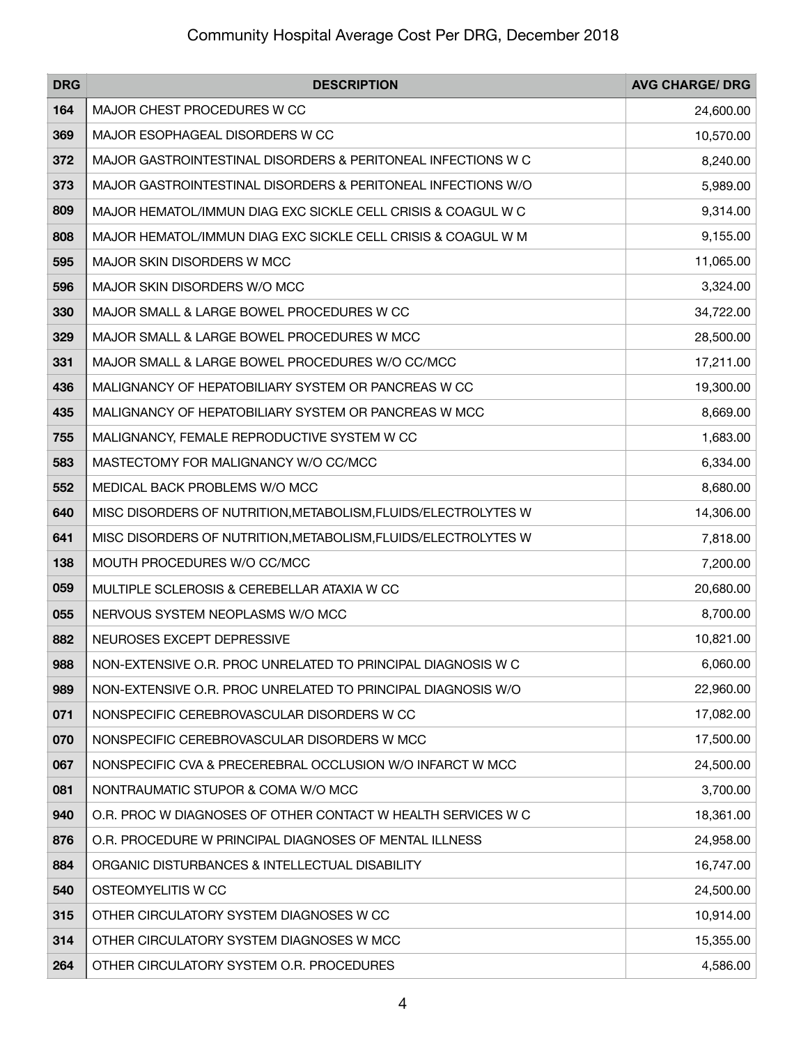# Community Hospital Average Cost Per DRG, December 2018

| DRG | DESCRIPTION | AVG CHARGE/ DRG |
|---|---|---|
| 164 | MAJOR CHEST PROCEDURES W CC | 24,600.00 |
| 369 | MAJOR ESOPHAGEAL DISORDERS W CC | 10,570.00 |
| 372 | MAJOR GASTROINTESTINAL DISORDERS & PERITONEAL INFECTIONS W C | 8,240.00 |
| 373 | MAJOR GASTROINTESTINAL DISORDERS & PERITONEAL INFECTIONS W/O | 5,989.00 |
| 809 | MAJOR HEMATOL/IMMUN DIAG EXC SICKLE CELL CRISIS & COAGUL W C | 9,314.00 |
| 808 | MAJOR HEMATOL/IMMUN DIAG EXC SICKLE CELL CRISIS & COAGUL W M | 9,155.00 |
| 595 | MAJOR SKIN DISORDERS W MCC | 11,065.00 |
| 596 | MAJOR SKIN DISORDERS W/O MCC | 3,324.00 |
| 330 | MAJOR SMALL & LARGE BOWEL PROCEDURES W CC | 34,722.00 |
| 329 | MAJOR SMALL & LARGE BOWEL PROCEDURES W MCC | 28,500.00 |
| 331 | MAJOR SMALL & LARGE BOWEL PROCEDURES W/O CC/MCC | 17,211.00 |
| 436 | MALIGNANCY OF HEPATOBILIARY SYSTEM OR PANCREAS W CC | 19,300.00 |
| 435 | MALIGNANCY OF HEPATOBILIARY SYSTEM OR PANCREAS W MCC | 8,669.00 |
| 755 | MALIGNANCY, FEMALE REPRODUCTIVE SYSTEM W CC | 1,683.00 |
| 583 | MASTECTOMY FOR MALIGNANCY W/O CC/MCC | 6,334.00 |
| 552 | MEDICAL BACK PROBLEMS W/O MCC | 8,680.00 |
| 640 | MISC DISORDERS OF NUTRITION,METABOLISM,FLUIDS/ELECTROLYTES W | 14,306.00 |
| 641 | MISC DISORDERS OF NUTRITION,METABOLISM,FLUIDS/ELECTROLYTES W | 7,818.00 |
| 138 | MOUTH PROCEDURES W/O CC/MCC | 7,200.00 |
| 059 | MULTIPLE SCLEROSIS & CEREBELLAR ATAXIA W CC | 20,680.00 |
| 055 | NERVOUS SYSTEM NEOPLASMS W/O MCC | 8,700.00 |
| 882 | NEUROSES EXCEPT DEPRESSIVE | 10,821.00 |
| 988 | NON-EXTENSIVE O.R. PROC UNRELATED TO PRINCIPAL DIAGNOSIS W C | 6,060.00 |
| 989 | NON-EXTENSIVE O.R. PROC UNRELATED TO PRINCIPAL DIAGNOSIS W/O | 22,960.00 |
| 071 | NONSPECIFIC CEREBROVASCULAR DISORDERS W CC | 17,082.00 |
| 070 | NONSPECIFIC CEREBROVASCULAR DISORDERS W MCC | 17,500.00 |
| 067 | NONSPECIFIC CVA & PRECEREBRAL OCCLUSION W/O INFARCT W MCC | 24,500.00 |
| 081 | NONTRAUMATIC STUPOR & COMA W/O MCC | 3,700.00 |
| 940 | O.R. PROC W DIAGNOSES OF OTHER CONTACT W HEALTH SERVICES W C | 18,361.00 |
| 876 | O.R. PROCEDURE W PRINCIPAL DIAGNOSES OF MENTAL ILLNESS | 24,958.00 |
| 884 | ORGANIC DISTURBANCES & INTELLECTUAL DISABILITY | 16,747.00 |
| 540 | OSTEOMYELITIS W CC | 24,500.00 |
| 315 | OTHER CIRCULATORY SYSTEM DIAGNOSES W CC | 10,914.00 |
| 314 | OTHER CIRCULATORY SYSTEM DIAGNOSES W MCC | 15,355.00 |
| 264 | OTHER CIRCULATORY SYSTEM O.R. PROCEDURES | 4,586.00 |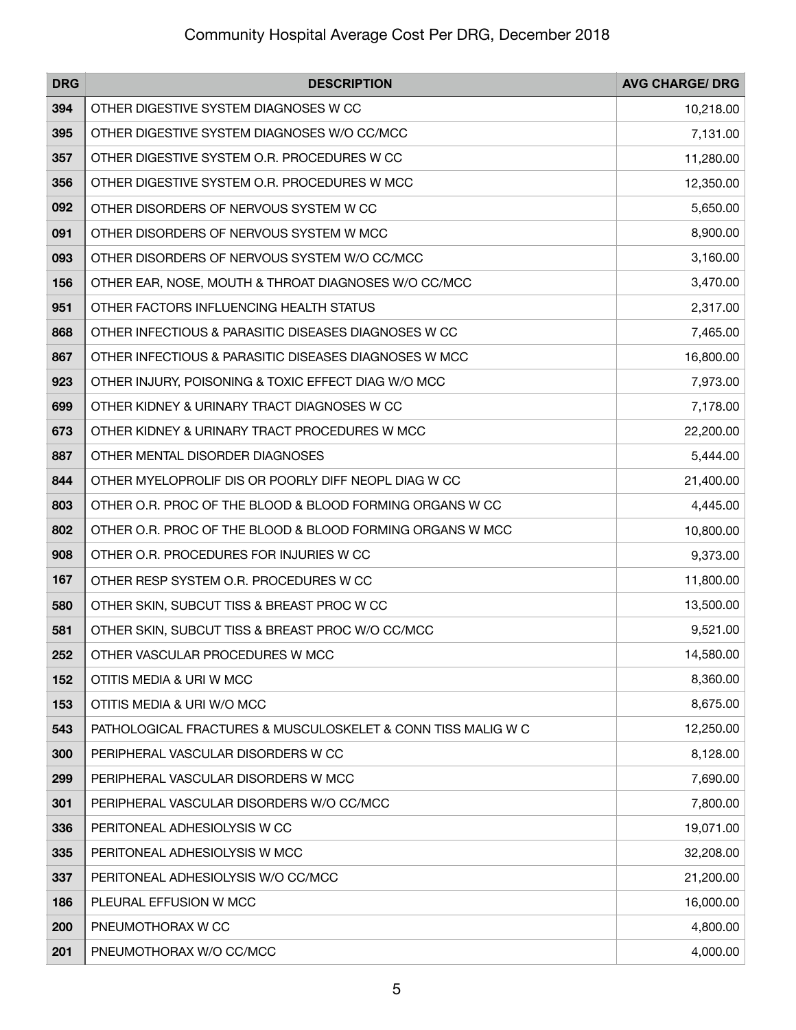Community Hospital Average Cost Per DRG, December 2018

| DRG | DESCRIPTION | AVG CHARGE/ DRG |
|---|---|---|
| 394 | OTHER DIGESTIVE SYSTEM DIAGNOSES W CC | 10,218.00 |
| 395 | OTHER DIGESTIVE SYSTEM DIAGNOSES W/O CC/MCC | 7,131.00 |
| 357 | OTHER DIGESTIVE SYSTEM O.R. PROCEDURES W CC | 11,280.00 |
| 356 | OTHER DIGESTIVE SYSTEM O.R. PROCEDURES W MCC | 12,350.00 |
| 092 | OTHER DISORDERS OF NERVOUS SYSTEM W CC | 5,650.00 |
| 091 | OTHER DISORDERS OF NERVOUS SYSTEM W MCC | 8,900.00 |
| 093 | OTHER DISORDERS OF NERVOUS SYSTEM W/O CC/MCC | 3,160.00 |
| 156 | OTHER EAR, NOSE, MOUTH & THROAT DIAGNOSES W/O CC/MCC | 3,470.00 |
| 951 | OTHER FACTORS INFLUENCING HEALTH STATUS | 2,317.00 |
| 868 | OTHER INFECTIOUS & PARASITIC DISEASES DIAGNOSES W CC | 7,465.00 |
| 867 | OTHER INFECTIOUS & PARASITIC DISEASES DIAGNOSES W MCC | 16,800.00 |
| 923 | OTHER INJURY, POISONING & TOXIC EFFECT DIAG W/O MCC | 7,973.00 |
| 699 | OTHER KIDNEY & URINARY TRACT DIAGNOSES W CC | 7,178.00 |
| 673 | OTHER KIDNEY & URINARY TRACT PROCEDURES W MCC | 22,200.00 |
| 887 | OTHER MENTAL DISORDER DIAGNOSES | 5,444.00 |
| 844 | OTHER MYELOPROLIF DIS OR POORLY DIFF NEOPL DIAG W CC | 21,400.00 |
| 803 | OTHER O.R. PROC OF THE BLOOD & BLOOD FORMING ORGANS W CC | 4,445.00 |
| 802 | OTHER O.R. PROC OF THE BLOOD & BLOOD FORMING ORGANS W MCC | 10,800.00 |
| 908 | OTHER O.R. PROCEDURES FOR INJURIES W CC | 9,373.00 |
| 167 | OTHER RESP SYSTEM O.R. PROCEDURES W CC | 11,800.00 |
| 580 | OTHER SKIN, SUBCUT TISS & BREAST PROC W CC | 13,500.00 |
| 581 | OTHER SKIN, SUBCUT TISS & BREAST PROC W/O CC/MCC | 9,521.00 |
| 252 | OTHER VASCULAR PROCEDURES W MCC | 14,580.00 |
| 152 | OTITIS MEDIA & URI W MCC | 8,360.00 |
| 153 | OTITIS MEDIA & URI W/O MCC | 8,675.00 |
| 543 | PATHOLOGICAL FRACTURES & MUSCULOSKELET & CONN TISS MALIG W C | 12,250.00 |
| 300 | PERIPHERAL VASCULAR DISORDERS W CC | 8,128.00 |
| 299 | PERIPHERAL VASCULAR DISORDERS W MCC | 7,690.00 |
| 301 | PERIPHERAL VASCULAR DISORDERS W/O CC/MCC | 7,800.00 |
| 336 | PERITONEAL ADHESIOLYSIS W CC | 19,071.00 |
| 335 | PERITONEAL ADHESIOLYSIS W MCC | 32,208.00 |
| 337 | PERITONEAL ADHESIOLYSIS W/O CC/MCC | 21,200.00 |
| 186 | PLEURAL EFFUSION W MCC | 16,000.00 |
| 200 | PNEUMOTHORAX W CC | 4,800.00 |
| 201 | PNEUMOTHORAX W/O CC/MCC | 4,000.00 |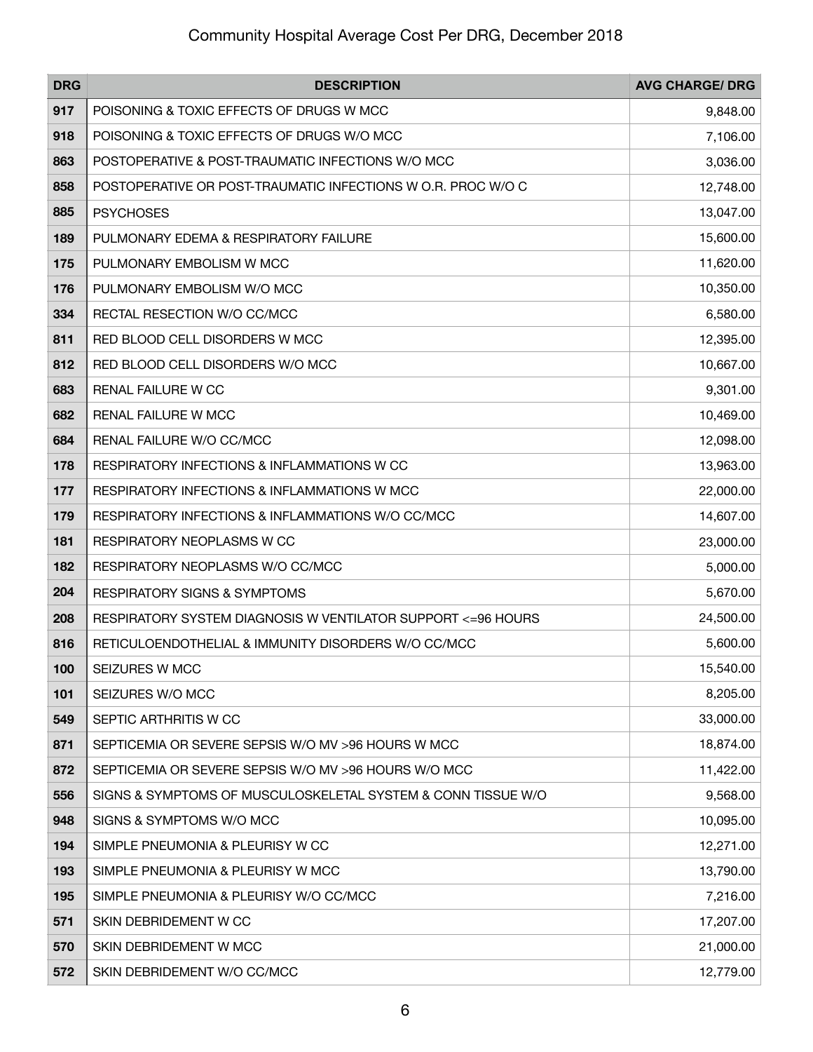# Community Hospital Average Cost Per DRG, December 2018

| DRG | DESCRIPTION | AVG CHARGE/ DRG |
|---|---|---|
| 917 | POISONING & TOXIC EFFECTS OF DRUGS W MCC | 9,848.00 |
| 918 | POISONING & TOXIC EFFECTS OF DRUGS W/O MCC | 7,106.00 |
| 863 | POSTOPERATIVE & POST-TRAUMATIC INFECTIONS W/O MCC | 3,036.00 |
| 858 | POSTOPERATIVE OR POST-TRAUMATIC INFECTIONS W O.R. PROC W/O C | 12,748.00 |
| 885 | PSYCHOSES | 13,047.00 |
| 189 | PULMONARY EDEMA & RESPIRATORY FAILURE | 15,600.00 |
| 175 | PULMONARY EMBOLISM W MCC | 11,620.00 |
| 176 | PULMONARY EMBOLISM W/O MCC | 10,350.00 |
| 334 | RECTAL RESECTION W/O CC/MCC | 6,580.00 |
| 811 | RED BLOOD CELL DISORDERS W MCC | 12,395.00 |
| 812 | RED BLOOD CELL DISORDERS W/O MCC | 10,667.00 |
| 683 | RENAL FAILURE W CC | 9,301.00 |
| 682 | RENAL FAILURE W MCC | 10,469.00 |
| 684 | RENAL FAILURE W/O CC/MCC | 12,098.00 |
| 178 | RESPIRATORY INFECTIONS & INFLAMMATIONS W CC | 13,963.00 |
| 177 | RESPIRATORY INFECTIONS & INFLAMMATIONS W MCC | 22,000.00 |
| 179 | RESPIRATORY INFECTIONS & INFLAMMATIONS W/O CC/MCC | 14,607.00 |
| 181 | RESPIRATORY NEOPLASMS W CC | 23,000.00 |
| 182 | RESPIRATORY NEOPLASMS W/O CC/MCC | 5,000.00 |
| 204 | RESPIRATORY SIGNS & SYMPTOMS | 5,670.00 |
| 208 | RESPIRATORY SYSTEM DIAGNOSIS W VENTILATOR SUPPORT <=96 HOURS | 24,500.00 |
| 816 | RETICULOENDOTHELIAL & IMMUNITY DISORDERS W/O CC/MCC | 5,600.00 |
| 100 | SEIZURES W MCC | 15,540.00 |
| 101 | SEIZURES W/O MCC | 8,205.00 |
| 549 | SEPTIC ARTHRITIS W CC | 33,000.00 |
| 871 | SEPTICEMIA OR SEVERE SEPSIS W/O MV >96 HOURS W MCC | 18,874.00 |
| 872 | SEPTICEMIA OR SEVERE SEPSIS W/O MV >96 HOURS W/O MCC | 11,422.00 |
| 556 | SIGNS & SYMPTOMS OF MUSCULOSKELETAL SYSTEM & CONN TISSUE W/O | 9,568.00 |
| 948 | SIGNS & SYMPTOMS W/O MCC | 10,095.00 |
| 194 | SIMPLE PNEUMONIA & PLEURISY W CC | 12,271.00 |
| 193 | SIMPLE PNEUMONIA & PLEURISY W MCC | 13,790.00 |
| 195 | SIMPLE PNEUMONIA & PLEURISY W/O CC/MCC | 7,216.00 |
| 571 | SKIN DEBRIDEMENT W CC | 17,207.00 |
| 570 | SKIN DEBRIDEMENT W MCC | 21,000.00 |
| 572 | SKIN DEBRIDEMENT W/O CC/MCC | 12,779.00 |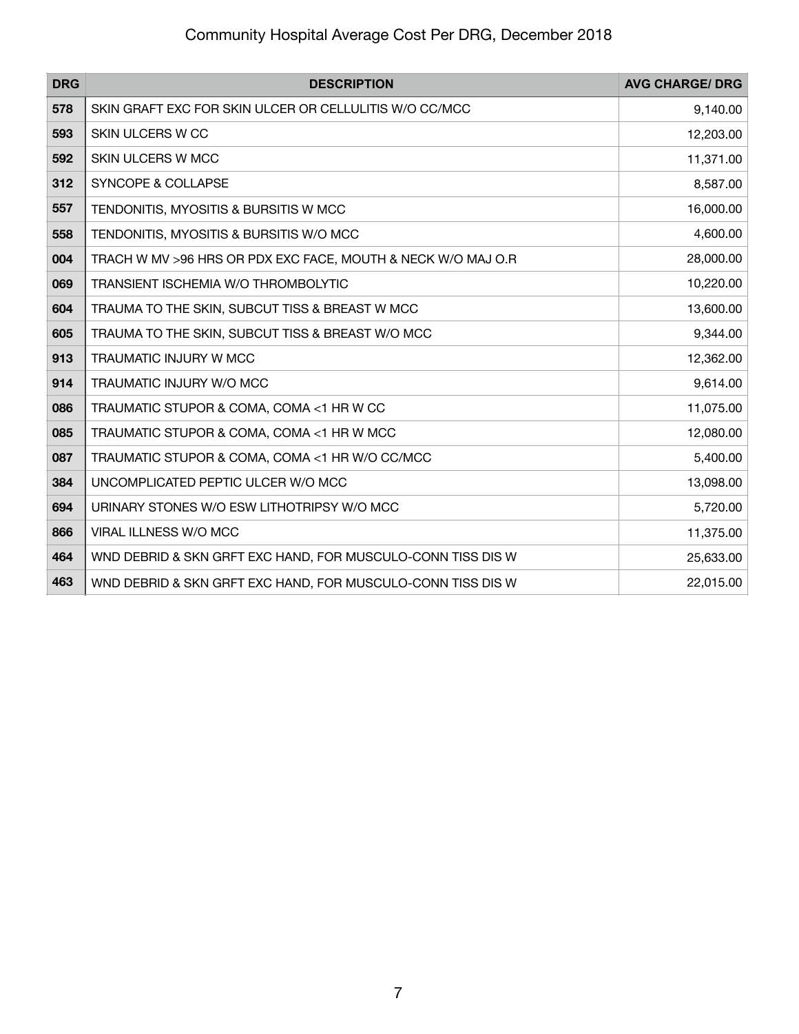# Community Hospital Average Cost Per DRG, December 2018

| DRG | DESCRIPTION | AVG CHARGE/ DRG |
|---|---|---|
| 578 | SKIN GRAFT EXC FOR SKIN ULCER OR CELLULITIS W/O CC/MCC | 9,140.00 |
| 593 | SKIN ULCERS W CC | 12,203.00 |
| 592 | SKIN ULCERS W MCC | 11,371.00 |
| 312 | SYNCOPE & COLLAPSE | 8,587.00 |
| 557 | TENDONITIS, MYOSITIS & BURSITIS W MCC | 16,000.00 |
| 558 | TENDONITIS, MYOSITIS & BURSITIS W/O MCC | 4,600.00 |
| 004 | TRACH W MV >96 HRS OR PDX EXC FACE, MOUTH & NECK W/O MAJ O.R | 28,000.00 |
| 069 | TRANSIENT ISCHEMIA W/O THROMBOLYTIC | 10,220.00 |
| 604 | TRAUMA TO THE SKIN, SUBCUT TISS & BREAST W MCC | 13,600.00 |
| 605 | TRAUMA TO THE SKIN, SUBCUT TISS & BREAST W/O MCC | 9,344.00 |
| 913 | TRAUMATIC INJURY W MCC | 12,362.00 |
| 914 | TRAUMATIC INJURY W/O MCC | 9,614.00 |
| 086 | TRAUMATIC STUPOR & COMA, COMA <1 HR W CC | 11,075.00 |
| 085 | TRAUMATIC STUPOR & COMA, COMA <1 HR W MCC | 12,080.00 |
| 087 | TRAUMATIC STUPOR & COMA, COMA <1 HR W/O CC/MCC | 5,400.00 |
| 384 | UNCOMPLICATED PEPTIC ULCER W/O MCC | 13,098.00 |
| 694 | URINARY STONES W/O ESW LITHOTRIPSY W/O MCC | 5,720.00 |
| 866 | VIRAL ILLNESS W/O MCC | 11,375.00 |
| 464 | WND DEBRID & SKN GRFT EXC HAND, FOR MUSCULO-CONN TISS DIS W | 25,633.00 |
| 463 | WND DEBRID & SKN GRFT EXC HAND, FOR MUSCULO-CONN TISS DIS W | 22,015.00 |